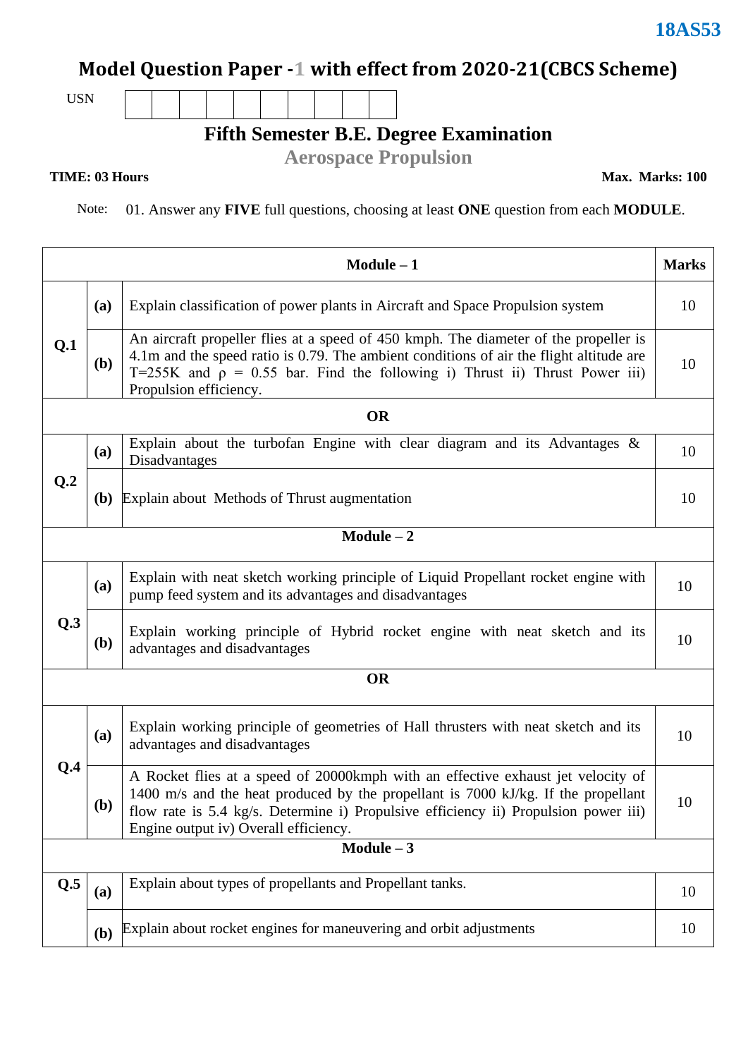**18AS53**

# Model Question Paper -1 with effect from 2020-21(CBCS Scheme)

USN | | | | | | | | | |

## Fifth Semester B.E. Degree Examination

## Aerospace Propulsion

**TIME: 03 Hours** **Max. Marks: 100**

Note: 01. Answer any **FIVE** full questions, choosing at least **ONE** question from each **MODULE**.

| | | **Module – 1** | **Marks** |
|---|---|---|---|
| **Q.1** | **(a)** | Explain classification of power plants in Aircraft and Space Propulsion system | 10 |
| | **(b)** | An aircraft propeller flies at a speed of 450 kmph. The diameter of the propeller is 4.1m and the speed ratio is 0.79. The ambient conditions of air the flight altitude are T=255K and ρ = 0.55 bar. Find the following i) Thrust ii) Thrust Power iii) Propulsion efficiency. | 10 |
| | | **OR** | |
| **Q.2** | **(a)** | Explain about the turbofan Engine with clear diagram and its Advantages & Disadvantages | 10 |
| | **(b)** | Explain about Methods of Thrust augmentation | 10 |
| | | **Module – 2** | |
| **Q.3** | **(a)** | Explain with neat sketch working principle of Liquid Propellant rocket engine with pump feed system and its advantages and disadvantages | 10 |
| | **(b)** | Explain working principle of Hybrid rocket engine with neat sketch and its advantages and disadvantages | 10 |
| | | **OR** | |
| **Q.4** | **(a)** | Explain working principle of geometries of Hall thrusters with neat sketch and its advantages and disadvantages | 10 |
| | **(b)** | A Rocket flies at a speed of 20000kmph with an effective exhaust jet velocity of 1400 m/s and the heat produced by the propellant is 7000 kJ/kg. If the propellant flow rate is 5.4 kg/s. Determine i) Propulsive efficiency ii) Propulsion power iii) Engine output iv) Overall efficiency. | 10 |
| | | **Module – 3** | |
| **Q.5** | **(a)** | Explain about types of propellants and Propellant tanks. | 10 |
| | **(b)** | Explain about rocket engines for maneuvering and orbit adjustments | 10 |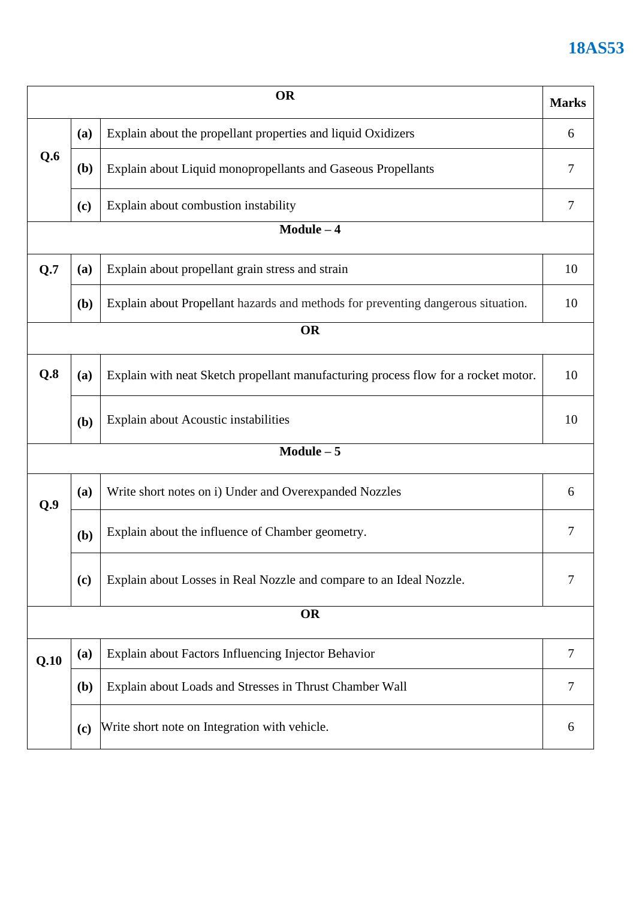| OR | | | Marks |
|---|---|---|---|
| **Q.6** | **(a)** | Explain about the propellant properties and liquid Oxidizers | 6 |
| | **(b)** | Explain about Liquid monopropellants and Gaseous Propellants | 7 |
| | **(c)** | Explain about combustion instability | 7 |
| **Module – 4** | | | |
| **Q.7** | **(a)** | Explain about propellant grain stress and strain | 10 |
| | **(b)** | Explain about Propellant hazards and methods for preventing dangerous situation. | 10 |
| **OR** | | | |
| **Q.8** | **(a)** | Explain with neat Sketch propellant manufacturing process flow for a rocket motor. | 10 |
| | **(b)** | Explain about Acoustic instabilities | 10 |
| **Module – 5** | | | |
| **Q.9** | **(a)** | Write short notes on i) Under and Overexpanded Nozzles | 6 |
| | **(b)** | Explain about the influence of Chamber geometry. | 7 |
| | **(c)** | Explain about Losses in Real Nozzle and compare to an Ideal Nozzle. | 7 |
| **OR** | | | |
| **Q.10** | **(a)** | Explain about Factors Influencing Injector Behavior | 7 |
| | **(b)** | Explain about Loads and Stresses in Thrust Chamber Wall | 7 |
| | **(c)** | Write short note on Integration with vehicle. | 6 |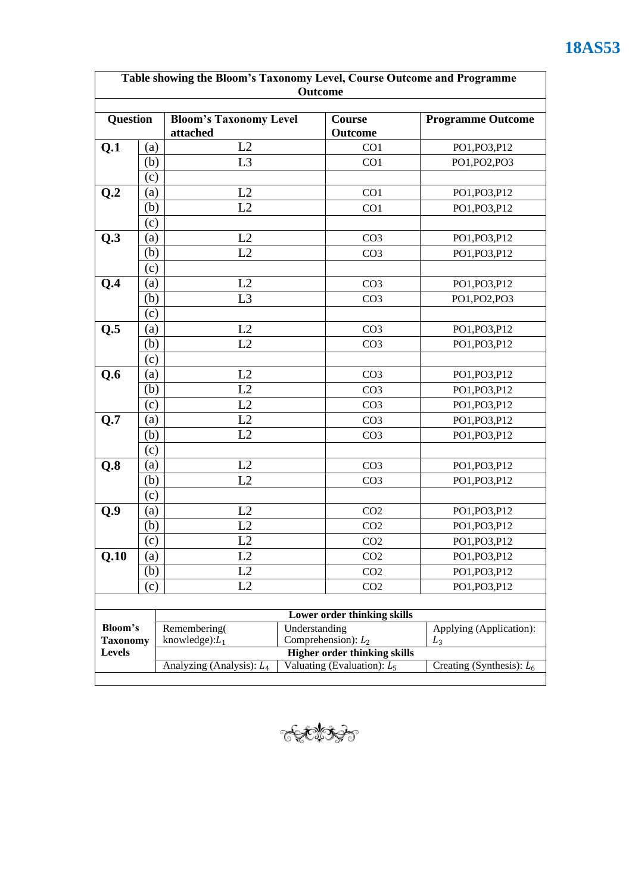**Table showing the Bloom's Taxonomy Level, Course Outcome and Programme Outcome**

| Question | | Bloom's Taxonomy Level attached | Course Outcome | Programme Outcome |
|---|---|---|---|---|
| **Q.1** | (a) | L2 | CO1 | PO1,PO3,P12 |
| | (b) | L3 | CO1 | PO1,PO2,PO3 |
| | (c) | | | |
| **Q.2** | (a) | L2 | CO1 | PO1,PO3,P12 |
| | (b) | L2 | CO1 | PO1,PO3,P12 |
| | (c) | | | |
| **Q.3** | (a) | L2 | CO3 | PO1,PO3,P12 |
| | (b) | L2 | CO3 | PO1,PO3,P12 |
| | (c) | | | |
| **Q.4** | (a) | L2 | CO3 | PO1,PO3,P12 |
| | (b) | L3 | CO3 | PO1,PO2,PO3 |
| | (c) | | | |
| **Q.5** | (a) | L2 | CO3 | PO1,PO3,P12 |
| | (b) | L2 | CO3 | PO1,PO3,P12 |
| | (c) | | | |
| **Q.6** | (a) | L2 | CO3 | PO1,PO3,P12 |
| | (b) | L2 | CO3 | PO1,PO3,P12 |
| | (c) | L2 | CO3 | PO1,PO3,P12 |
| **Q.7** | (a) | L2 | CO3 | PO1,PO3,P12 |
| | (b) | L2 | CO3 | PO1,PO3,P12 |
| | (c) | | | |
| **Q.8** | (a) | L2 | CO3 | PO1,PO3,P12 |
| | (b) | L2 | CO3 | PO1,PO3,P12 |
| | (c) | | | |
| **Q.9** | (a) | L2 | CO2 | PO1,PO3,P12 |
| | (b) | L2 | CO2 | PO1,PO3,P12 |
| | (c) | L2 | CO2 | PO1,PO3,P12 |
| **Q.10** | (a) | L2 | CO2 | PO1,PO3,P12 |
| | (b) | L2 | CO2 | PO1,PO3,P12 |
| | (c) | L2 | CO2 | PO1,PO3,P12 |

| **Bloom's Taxonomy Levels** | **Lower order thinking skills** | | |
|---|---|---|---|
| | Remembering( knowledge): $L_1$ | Understanding Comprehension): $L_2$ | Applying (Application): $L_3$ |
| | **Higher order thinking skills** | | |
| | Analyzing (Analysis): $L_4$ | Valuating (Evaluation): $L_5$ | Creating (Synthesis): $L_6$ |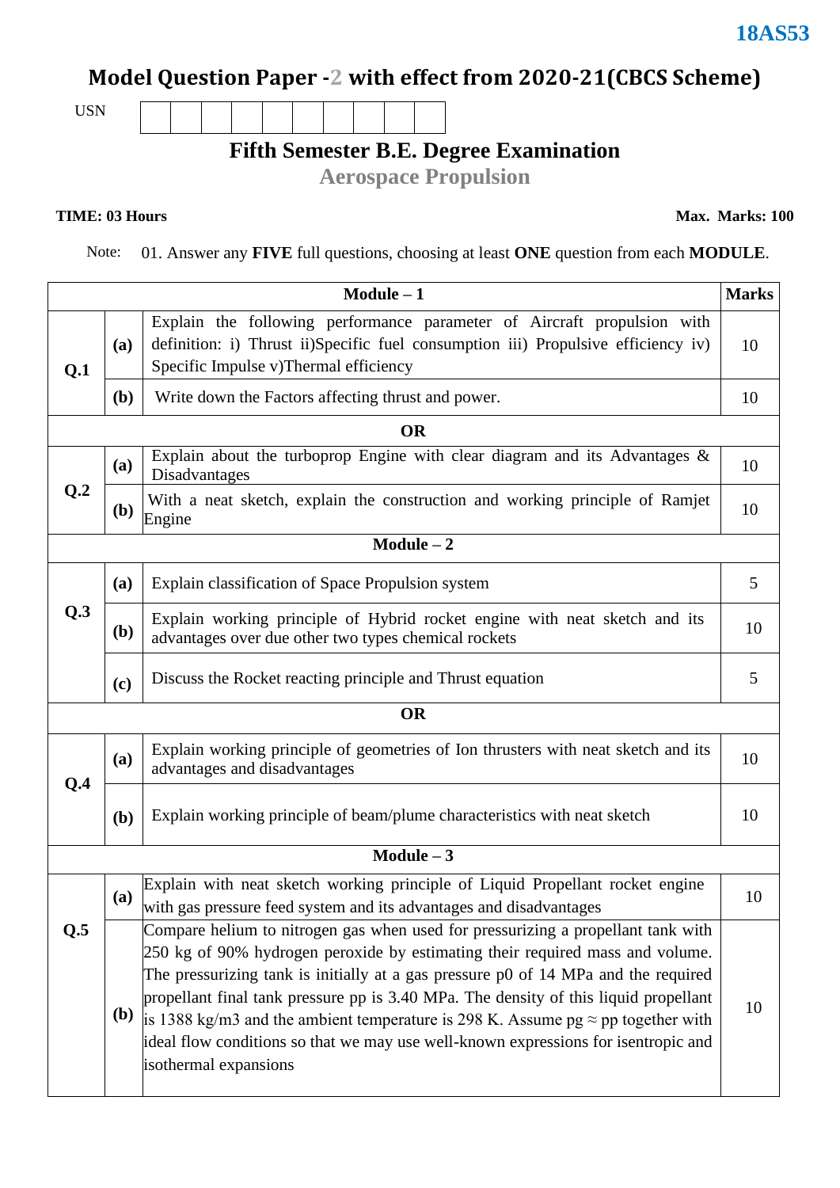**18AS53**

# Model Question Paper -2 with effect from 2020-21(CBCS Scheme)

USN | | | | | | | | | | |

## Fifth Semester B.E. Degree Examination

## Aerospace Propulsion

**TIME: 03 Hours** **Max. Marks: 100**

Note: 01. Answer any **FIVE** full questions, choosing at least **ONE** question from each **MODULE**.

| | | **Module – 1** | **Marks** |
|---|---|---|---|
| **Q.1** | **(a)** | Explain the following performance parameter of Aircraft propulsion with definition: i) Thrust ii)Specific fuel consumption iii) Propulsive efficiency iv) Specific Impulse v)Thermal efficiency | 10 |
| | **(b)** | Write down the Factors affecting thrust and power. | 10 |
| | | **OR** | |
| **Q.2** | **(a)** | Explain about the turboprop Engine with clear diagram and its Advantages & Disadvantages | 10 |
| | **(b)** | With a neat sketch, explain the construction and working principle of Ramjet Engine | 10 |
| | | **Module – 2** | |
| **Q.3** | **(a)** | Explain classification of Space Propulsion system | 5 |
| | **(b)** | Explain working principle of Hybrid rocket engine with neat sketch and its advantages over due other two types chemical rockets | 10 |
| | **(c)** | Discuss the Rocket reacting principle and Thrust equation | 5 |
| | | **OR** | |
| **Q.4** | **(a)** | Explain working principle of geometries of Ion thrusters with neat sketch and its advantages and disadvantages | 10 |
| | **(b)** | Explain working principle of beam/plume characteristics with neat sketch | 10 |
| | | **Module – 3** | |
| **Q.5** | **(a)** | Explain with neat sketch working principle of Liquid Propellant rocket engine with gas pressure feed system and its advantages and disadvantages | 10 |
| | **(b)** | Compare helium to nitrogen gas when used for pressurizing a propellant tank with 250 kg of 90% hydrogen peroxide by estimating their required mass and volume. The pressurizing tank is initially at a gas pressure p0 of 14 MPa and the required propellant final tank pressure pp is 3.40 MPa. The density of this liquid propellant is 1388 kg/m3 and the ambient temperature is 298 K. Assume pg ≈ pp together with ideal flow conditions so that we may use well-known expressions for isentropic and isothermal expansions | 10 |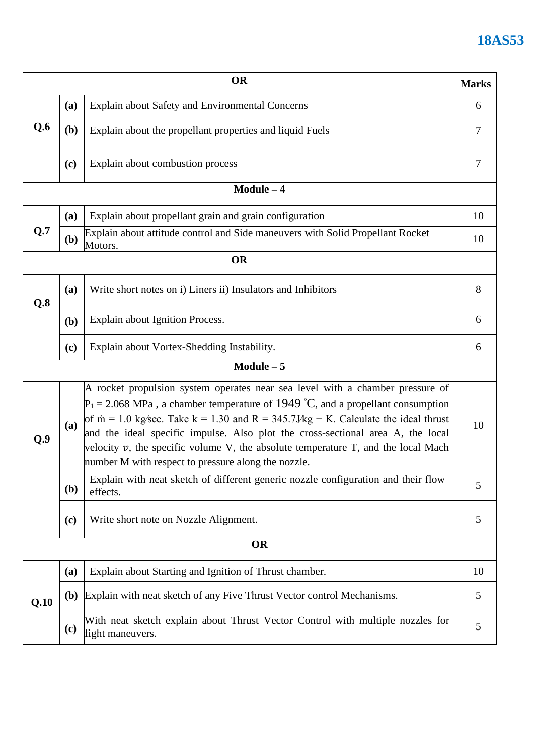| OR | | | Marks |
|---|---|---|---|
| Q.6 | (a) | Explain about Safety and Environmental Concerns | 6 |
| | (b) | Explain about the propellant properties and liquid Fuels | 7 |
| | (c) | Explain about combustion process | 7 |
| **Module – 4** | | | |
| Q.7 | (a) | Explain about propellant grain and grain configuration | 10 |
| | (b) | Explain about attitude control and Side maneuvers with Solid Propellant Rocket Motors. | 10 |
| **OR** | | | |
| Q.8 | (a) | Write short notes on i) Liners ii) Insulators and Inhibitors | 8 |
| | (b) | Explain about Ignition Process. | 6 |
| | (c) | Explain about Vortex-Shedding Instability. | 6 |
| **Module – 5** | | | |
| Q.9 | (a) | A rocket propulsion system operates near sea level with a chamber pressure of $P_1 = 2.068$ MPa , a chamber temperature of 1949 °C, and a propellant consumption of $\dot{m} = 1.0$ kg/sec. Take $k = 1.30$ and $R = 345.7$ J/kg − K. Calculate the ideal thrust and the ideal specific impulse. Also plot the cross-sectional area A, the local velocity $v$, the specific volume V, the absolute temperature T, and the local Mach number M with respect to pressure along the nozzle. | 10 |
| | (b) | Explain with neat sketch of different generic nozzle configuration and their flow effects. | 5 |
| | (c) | Write short note on Nozzle Alignment. | 5 |
| **OR** | | | |
| Q.10 | (a) | Explain about Starting and Ignition of Thrust chamber. | 10 |
| | (b) | Explain with neat sketch of any Five Thrust Vector control Mechanisms. | 5 |
| | (c) | With neat sketch explain about Thrust Vector Control with multiple nozzles for fight maneuvers. | 5 |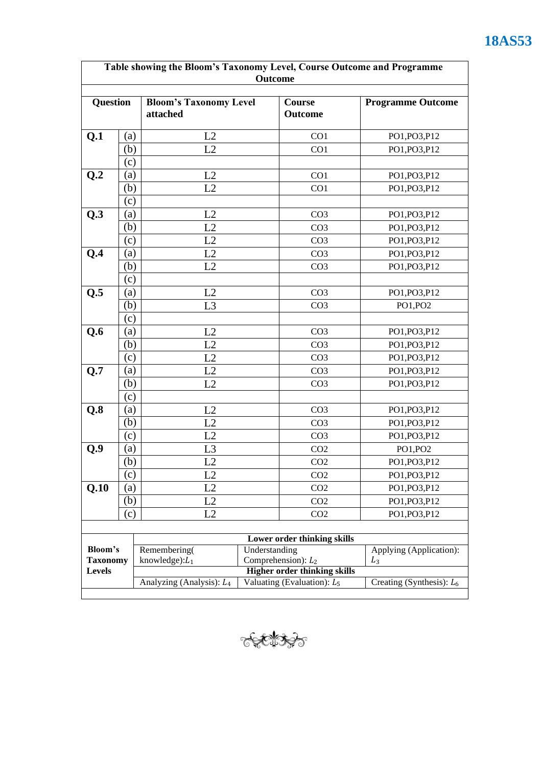**Table showing the Bloom's Taxonomy Level, Course Outcome and Programme Outcome**

| Question | | Bloom's Taxonomy Level attached | Course Outcome | Programme Outcome |
|---|---|---|---|---|
| **Q.1** | (a) | L2 | CO1 | PO1,PO3,P12 |
| | (b) | L2 | CO1 | PO1,PO3,P12 |
| | (c) | | | |
| **Q.2** | (a) | L2 | CO1 | PO1,PO3,P12 |
| | (b) | L2 | CO1 | PO1,PO3,P12 |
| | (c) | | | |
| **Q.3** | (a) | L2 | CO3 | PO1,PO3,P12 |
| | (b) | L2 | CO3 | PO1,PO3,P12 |
| | (c) | L2 | CO3 | PO1,PO3,P12 |
| **Q.4** | (a) | L2 | CO3 | PO1,PO3,P12 |
| | (b) | L2 | CO3 | PO1,PO3,P12 |
| | (c) | | | |
| **Q.5** | (a) | L2 | CO3 | PO1,PO3,P12 |
| | (b) | L3 | CO3 | PO1,PO2 |
| | (c) | | | |
| **Q.6** | (a) | L2 | CO3 | PO1,PO3,P12 |
| | (b) | L2 | CO3 | PO1,PO3,P12 |
| | (c) | L2 | CO3 | PO1,PO3,P12 |
| **Q.7** | (a) | L2 | CO3 | PO1,PO3,P12 |
| | (b) | L2 | CO3 | PO1,PO3,P12 |
| | (c) | | | |
| **Q.8** | (a) | L2 | CO3 | PO1,PO3,P12 |
| | (b) | L2 | CO3 | PO1,PO3,P12 |
| | (c) | L2 | CO3 | PO1,PO3,P12 |
| **Q.9** | (a) | L3 | CO2 | PO1,PO2 |
| | (b) | L2 | CO2 | PO1,PO3,P12 |
| | (c) | L2 | CO2 | PO1,PO3,P12 |
| **Q.10** | (a) | L2 | CO2 | PO1,PO3,P12 |
| | (b) | L2 | CO2 | PO1,PO3,P12 |
| | (c) | L2 | CO2 | PO1,PO3,P12 |

| | | | |
|---|---|---|---|
| **Bloom's Taxonomy Levels** | **Lower order thinking skills** | | |
| | Remembering( knowledge):$L_1$ | Understanding Comprehension): $L_2$ | Applying (Application): $L_3$ |
| | **Higher order thinking skills** | | |
| | Analyzing (Analysis): $L_4$ | Valuating (Evaluation): $L_5$ | Creating (Synthesis): $L_6$ |